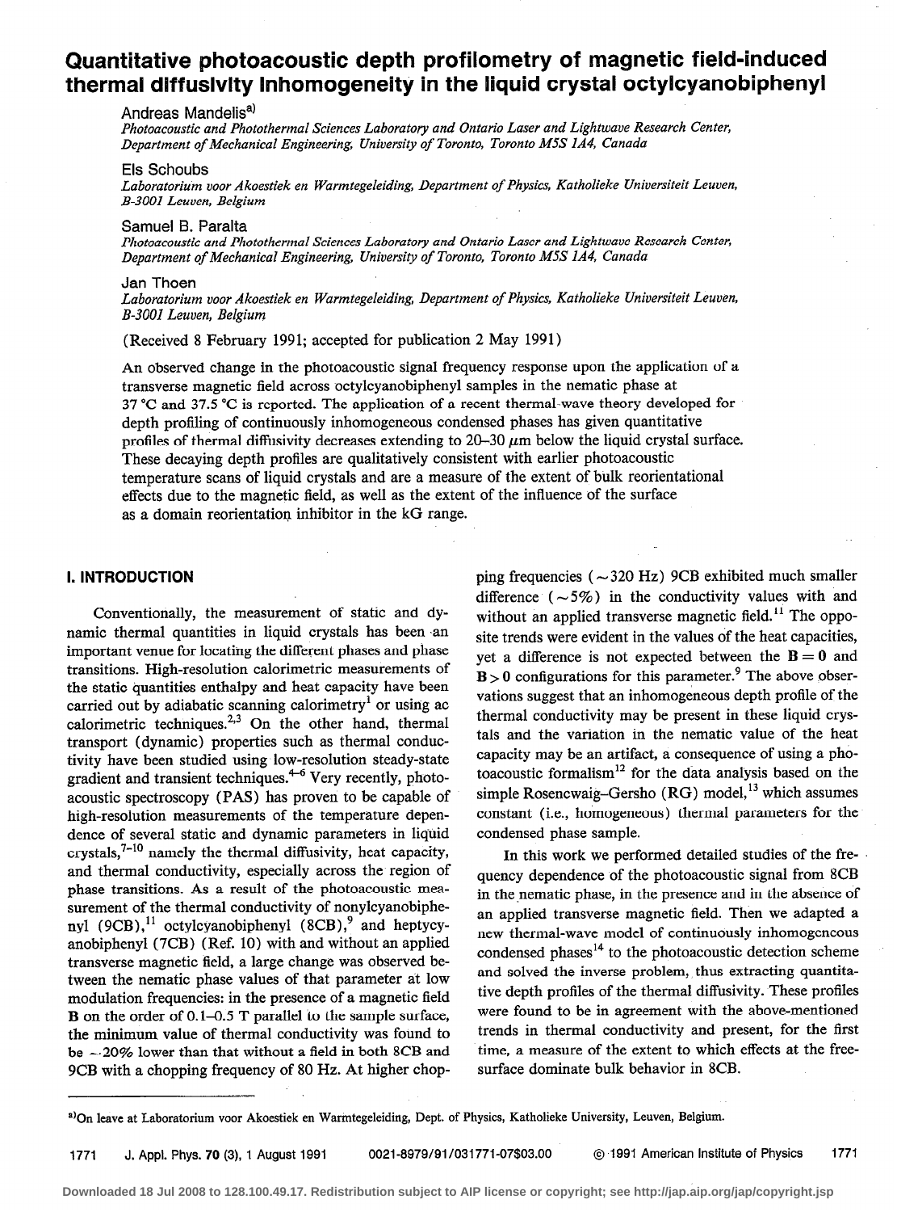# Quantitative photoacoustic depth profilometry of magnetic field-induced thermal diffusivity inhomogeneity in the liquid crystal octylcyanobiphenyl

Andreas Mandelis[a)]

*Photoacoustic and Photothermal Sciences Laboratory and Ontario Laser and Lightwave Research Center, Department of Mechanical Engineering, University of Toronto, Toronto M5S 1A4, Canada*

Els Schoubs

*Laboratorium voor Akoestiek en Warmtegeleiding, Department of Physics, Katholieke Universiteit Leuven, B-3001 Leuven, Belgium*

Samuel B. Paralta

*Photoacoustic and Photothermal Sciences Laboratory and Ontario Laser and Lightwave Research Center, Department of Mechanical Engineering, University of Toronto, Toronto M5S 1A4, Canada*

Jan Thoen

*Laboratorium voor Akoestiek en Warmtegeleiding, Department of Physics, Katholieke Universiteit Leuven, B-3001 Leuven, Belgium*

(Received 8 February 1991; accepted for publication 2 May 1991)

An observed change in the photoacoustic signal frequency response upon the application of a transverse magnetic field across octylcyanobiphenyl samples in the nematic phase at 37 °C and 37.5 °C is reported. The application of a recent thermal-wave theory developed for depth profiling of continuously inhomogeneous condensed phases has given quantitative profiles of thermal diffusivity decreases extending to 20–30 $\mu$m below the liquid crystal surface. These decaying depth profiles are qualitatively consistent with earlier photoacoustic temperature scans of liquid crystals and are a measure of the extent of bulk reorientational effects due to the magnetic field, as well as the extent of the influence of the surface as a domain reorientation inhibitor in the kG range.

## I. INTRODUCTION

Conventionally, the measurement of static and dynamic thermal quantities in liquid crystals has been an important venue for locating the different phases and phase transitions. High-resolution calorimetric measurements of the static quantities enthalpy and heat capacity have been carried out by adiabatic scanning calorimetry[1] or using ac calorimetric techniques.[2,3] On the other hand, thermal transport (dynamic) properties such as thermal conductivity have been studied using low-resolution steady-state gradient and transient techniques.[4–6] Very recently, photoacoustic spectroscopy (PAS) has proven to be capable of high-resolution measurements of the temperature dependence of several static and dynamic parameters in liquid crystals,[7–10] namely the thermal diffusivity, heat capacity, and thermal conductivity, especially across the region of phase transitions. As a result of the photoacoustic measurement of the thermal conductivity of nonylcyanobiphenyl (9CB),[11] octylcyanobiphenyl (8CB),[9] and heptycyanobiphenyl (7CB) (Ref. 10) with and without an applied transverse magnetic field, a large change was observed between the nematic phase values of that parameter at low modulation frequencies: in the presence of a magnetic field **B** on the order of 0.1–0.5 T parallel to the sample surface, the minimum value of thermal conductivity was found to be ~20% lower than that without a field in both 8CB and 9CB with a chopping frequency of 80 Hz. At higher chopping frequencies (~320 Hz) 9CB exhibited much smaller difference (~5%) in the conductivity values with and without an applied transverse magnetic field.[11] The opposite trends were evident in the values of the heat capacities, yet a difference is not expected between the $\mathbf{B} = 0$ and $\mathbf{B} > 0$ configurations for this parameter.[9] The above observations suggest that an inhomogeneous depth profile of the thermal conductivity may be present in these liquid crystals and the variation in the nematic value of the heat capacity may be an artifact, a consequence of using a photoacoustic formalism[12] for the data analysis based on the simple Rosencwaig–Gersho (RG) model,[13] which assumes constant (i.e., homogeneous) thermal parameters for the condensed phase sample.

In this work we performed detailed studies of the frequency dependence of the photoacoustic signal from 8CB in the nematic phase, in the presence and in the absence of an applied transverse magnetic field. Then we adapted a new thermal-wave model of continuously inhomogeneous condensed phases[14] to the photoacoustic detection scheme and solved the inverse problem, thus extracting quantitative depth profiles of the thermal diffusivity. These profiles were found to be in agreement with the above-mentioned trends in thermal conductivity and present, for the first time, a measure of the extent to which effects at the free-surface dominate bulk behavior in 8CB.

---

[a)]On leave at Laboratorium voor Akoestiek en Warmtegeleiding, Dept. of Physics, Katholieke University, Leuven, Belgium.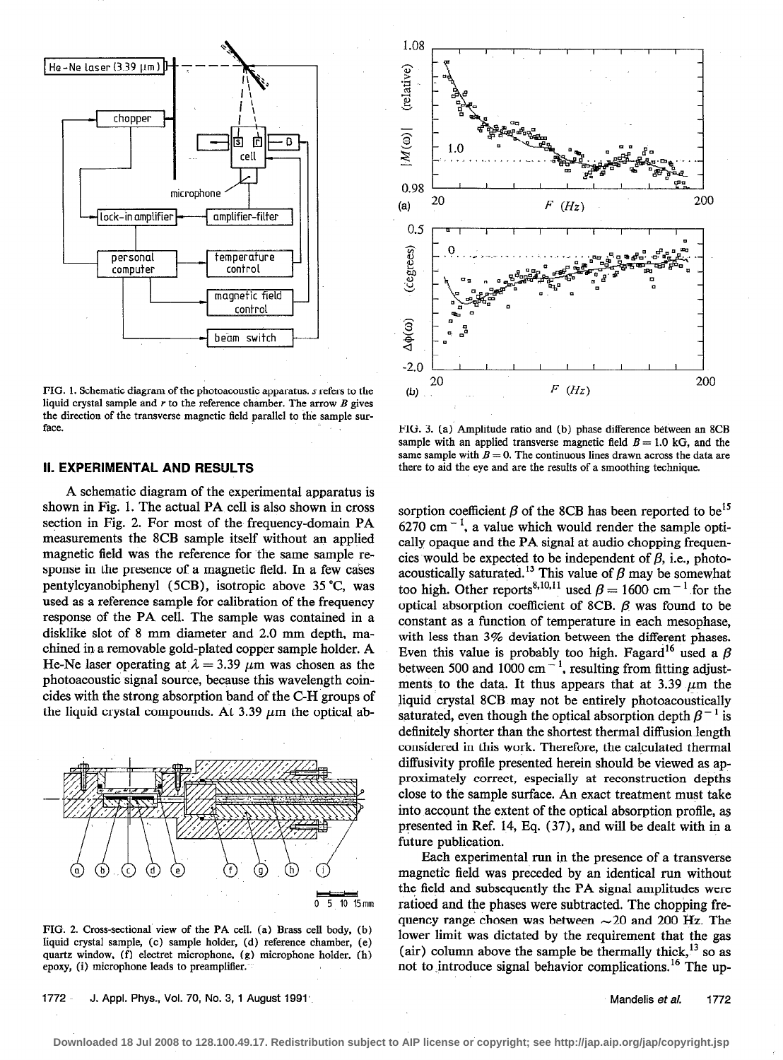FIG. 1. Schematic diagram of the photoacoustic apparatus. $s$ refers to the liquid crystal sample and $r$ to the reference chamber. The arrow $B$ gives the direction of the transverse magnetic field parallel to the sample surface.

## II. EXPERIMENTAL AND RESULTS

A schematic diagram of the experimental apparatus is shown in Fig. 1. The actual PA cell is also shown in cross section in Fig. 2. For most of the frequency-domain PA measurements the 8CB sample itself without an applied magnetic field was the reference for the same sample response in the presence of a magnetic field. In a few cases pentylcyanobiphenyl (5CB), isotropic above 35 °C, was used as a reference sample for calibration of the frequency response of the PA cell. The sample was contained in a disklike slot of 8 mm diameter and 2.0 mm depth, machined in a removable gold-plated copper sample holder. A He-Ne laser operating at $\lambda = 3.39$ $\mu$m was chosen as the photoacoustic signal source, because this wavelength coincides with the strong absorption band of the C-H groups of the liquid crystal compounds. At 3.39 $\mu$m the optical absorption coefficient $\beta$ of the 8CB has been reported to be[15] 6270 cm$^{-1}$, a value which would render the sample optically opaque and the PA signal at audio chopping frequencies would be expected to be independent of $\beta$, i.e., photoacoustically saturated.[13] This value of $\beta$ may be somewhat too high. Other reports[8,10,11] used $\beta = 1600$ cm$^{-1}$ for the optical absorption coefficient of 8CB. $\beta$ was found to be constant as a function of temperature in each mesophase, with less than 3% deviation between the different phases. Even this value is probably too high. Fagard[16] used a $\beta$ between 500 and 1000 cm$^{-1}$, resulting from fitting adjustments to the data. It thus appears that at 3.39 $\mu$m the liquid crystal 8CB may not be entirely photoacoustically saturated, even though the optical absorption depth $\beta^{-1}$ is definitely shorter than the shortest thermal diffusion length considered in this work. Therefore, the calculated thermal diffusivity profile presented herein should be viewed as approximately correct, especially at reconstruction depths close to the sample surface. An exact treatment must take into account the extent of the optical absorption profile, as presented in Ref. 14, Eq. (37), and will be dealt with in a future publication.

FIG. 2. Cross-sectional view of the PA cell. (a) Brass cell body, (b) liquid crystal sample, (c) sample holder, (d) reference chamber, (e) quartz window, (f) electret microphone, (g) microphone holder, (h) epoxy, (i) microphone leads to preamplifier.

FIG. 3. (a) Amplitude ratio and (b) phase difference between an 8CB sample with an applied transverse magnetic field $B = 1.0$ kG, and the same sample with $B = 0$. The continuous lines drawn across the data are there to aid the eye and are the results of a smoothing technique.

Each experimental run in the presence of a transverse magnetic field was preceded by an identical run without the field and subsequently the PA signal amplitudes were ratioed and the phases were subtracted. The chopping frequency range chosen was between ~20 and 200 Hz. The lower limit was dictated by the requirement that the gas (air) column above the sample be thermally thick,[13] so as not to introduce signal behavior complications.[16] The up-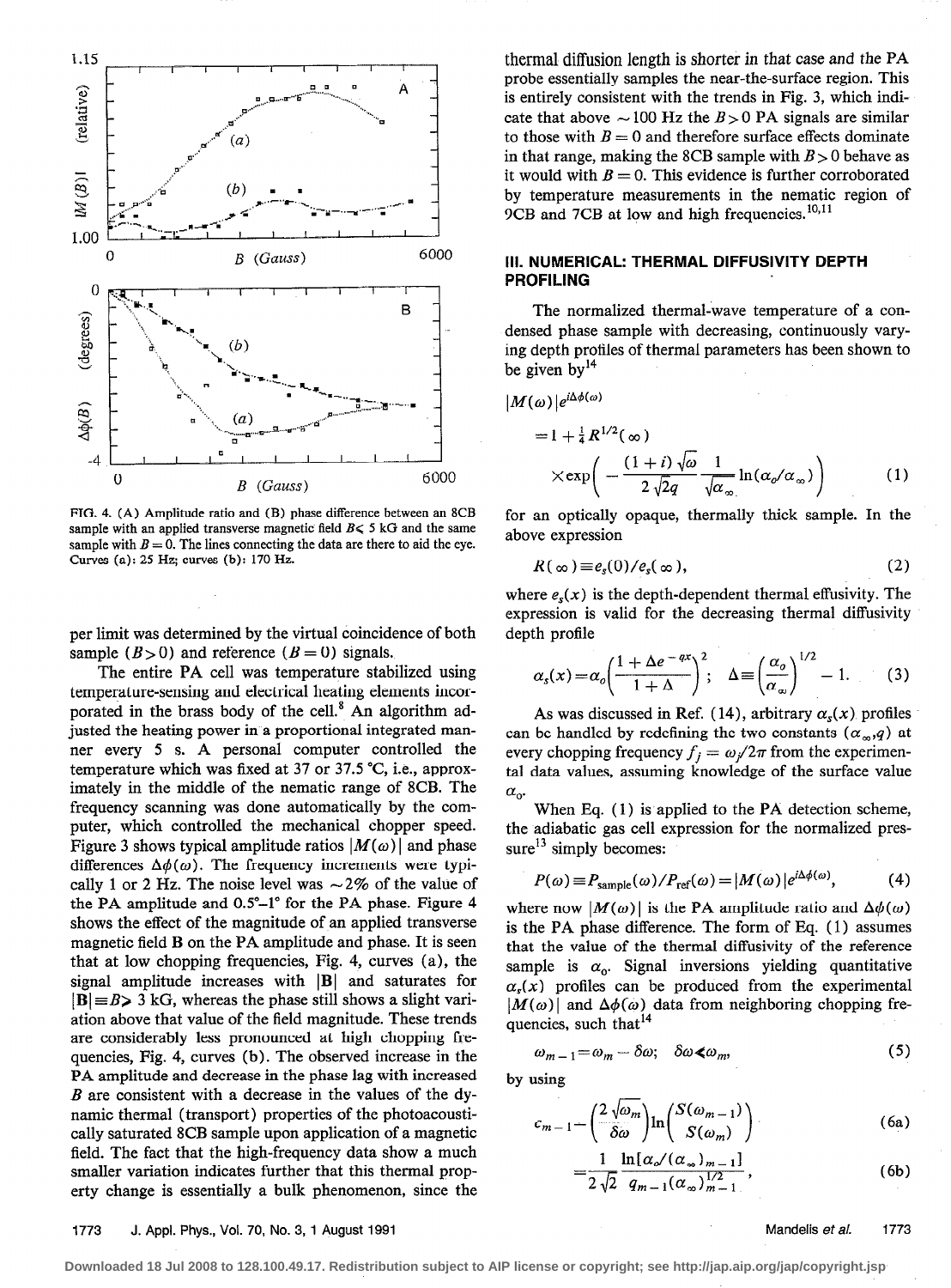FIG. 4. (A) Amplitude ratio and (B) phase difference between an 8CB sample with an applied transverse magnetic field $B \leqslant 5$ kG and the same sample with $B=0$. The lines connecting the data are there to aid the eye. Curves (a): 25 Hz; curves (b): 170 Hz.

per limit was determined by the virtual coincidence of both sample ($B>0$) and reference ($B=0$) signals.

The entire PA cell was temperature stabilized using temperature-sensing and electrical heating elements incorporated in the brass body of the cell.[8] An algorithm adjusted the heating power in a proportional integrated manner every 5 s. A personal computer controlled the temperature which was fixed at 37 or 37.5 °C, i.e., approximately in the middle of the nematic range of 8CB. The frequency scanning was done automatically by the computer, which controlled the mechanical chopper speed. Figure 3 shows typical amplitude ratios $|M(\omega)|$ and phase differences $\Delta\phi(\omega)$. The frequency increments were typically 1 or 2 Hz. The noise level was ~2% of the value of the PA amplitude and 0.5°–1° for the PA phase. Figure 4 shows the effect of the magnitude of an applied transverse magnetic field **B** on the PA amplitude and phase. It is seen that at low chopping frequencies, Fig. 4, curves (a), the signal amplitude increases with $|\mathbf{B}|$ and saturates for $|\mathbf{B}| \equiv B > 3$ kG, whereas the phase still shows a slight variation above that value of the field magnitude. These trends are considerably less pronounced at high chopping frequencies, Fig. 4, curves (b). The observed increase in the PA amplitude and decrease in the phase lag with increased $B$ are consistent with a decrease in the values of the dynamic thermal (transport) properties of the photoacoustically saturated 8CB sample upon application of a magnetic field. The fact that the high-frequency data show a much smaller variation indicates further that this thermal property change is essentially a bulk phenomenon, since the thermal diffusion length is shorter in that case and the PA probe essentially samples the near-the-surface region. This is entirely consistent with the trends in Fig. 3, which indicate that above ~100 Hz the $B>0$ PA signals are similar to those with $B=0$ and therefore surface effects dominate in that range, making the 8CB sample with $B>0$ behave as it would with $B=0$. This evidence is further corroborated by temperature measurements in the nematic region of 9CB and 7CB at low and high frequencies.[10,11]

## III. NUMERICAL: THERMAL DIFFUSIVITY DEPTH PROFILING

The normalized thermal-wave temperature of a condensed phase sample with decreasing, continuously varying depth profiles of thermal parameters has been shown to be given by[14]

$$|M(\omega)|e^{i\Delta\phi(\omega)} = 1 + \tfrac{1}{4}R^{1/2}(\infty) \times \exp\left(-\frac{(1+i)\sqrt{\omega}}{2\sqrt{2}q}\frac{1}{\sqrt{\alpha_\infty}}\ln(\alpha_o/\alpha_\infty)\right) \quad (1)$$

for an optically opaque, thermally thick sample. In the above expression

$$R(\infty) \equiv e_s(0)/e_s(\infty), \quad (2)$$

where $e_s(x)$ is the depth-dependent thermal effusivity. The expression is valid for the decreasing thermal diffusivity depth profile

$$\alpha_s(x) = \alpha_o\left(\frac{1+\Delta e^{-qx}}{1+\Delta}\right)^2; \quad \Delta \equiv \left(\frac{\alpha_o}{\alpha_\infty}\right)^{1/2} - 1. \quad (3)$$

As was discussed in Ref. (14), arbitrary $\alpha_s(x)$ profiles can be handled by redefining the two constants $(\alpha_\infty, q)$ at every chopping frequency $f_j = \omega_j/2\pi$ from the experimental data values, assuming knowledge of the surface value $\alpha_o$.

When Eq. (1) is applied to the PA detection scheme, the adiabatic gas cell expression for the normalized pressure[13] simply becomes:

$$P(\omega) \equiv P_{\text{sample}}(\omega)/P_{\text{ref}}(\omega) = |M(\omega)|e^{i\Delta\phi(\omega)}, \quad (4)$$

where now $|M(\omega)|$ is the PA amplitude ratio and $\Delta\phi(\omega)$ is the PA phase difference. The form of Eq. (1) assumes that the value of the thermal diffusivity of the reference sample is $\alpha_o$. Signal inversions yielding quantitative $\alpha_s(x)$ profiles can be produced from the experimental $|M(\omega)|$ and $\Delta\phi(\omega)$ data from neighboring chopping frequencies, such that[14]

$$\omega_{m-1} = \omega_m - \delta\omega; \quad \delta\omega \ll \omega_m, \quad (5)$$

by using

$$c_{m-1} = \left(\frac{2\sqrt{\omega_m}}{\delta\omega}\right)\ln\left(\frac{S(\omega_{m-1})}{S(\omega_m)}\right) \quad (6a)$$

$$= \frac{1}{2\sqrt{2}}\frac{\ln[\alpha_o/(\alpha_\infty)_{m-1}]}{q_{m-1}(\alpha_\infty)_{m-1}^{1/2}}, \quad (6b)$$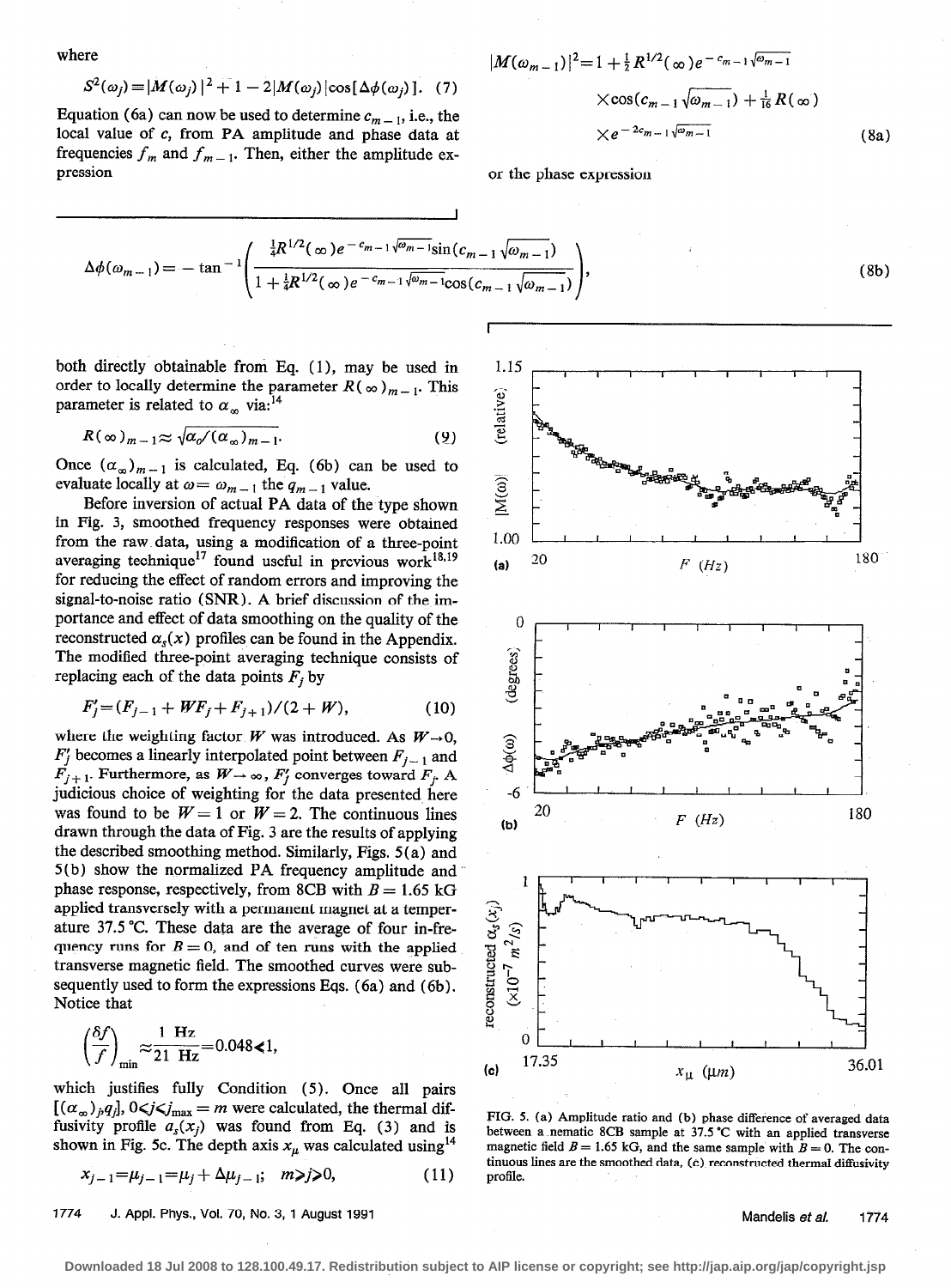where

$$S^2(\omega_j) \equiv |M(\omega_j)|^2 + 1 - 2|M(\omega_j)|\cos[\Delta\phi(\omega_j)]. \quad (7)$$

Equation (6a) can now be used to determine $c_{m-1}$, i.e., the local value of $c$, from PA amplitude and phase data at frequencies $f_m$ and $f_{m-1}$. Then, either the amplitude expression

$$|M(\omega_{m-1})|^2 = 1 + \tfrac{1}{2}R^{1/2}(\infty)e^{-c_{m-1}\sqrt{\omega_{m-1}}} \times \cos(c_{m-1}\sqrt{\omega_{m-1}}) + \tfrac{1}{16}R(\infty) \times e^{-2c_{m-1}\sqrt{\omega_{m-1}}} \quad (8a)$$

or the phase expression

$$\Delta\phi(\omega_{m-1}) = -\tan^{-1}\left(\frac{\tfrac{1}{4}R^{1/2}(\infty)e^{-c_{m-1}\sqrt{\omega_{m-1}}}\sin(c_{m-1}\sqrt{\omega_{m-1}})}{1+\tfrac{1}{4}R^{1/2}(\infty)e^{-c_{m-1}\sqrt{\omega_{m-1}}}\cos(c_{m-1}\sqrt{\omega_{m-1}})}\right), \quad (8b)$$

both directly obtainable from Eq. (1), may be used in order to locally determine the parameter $R(\infty)_{m-1}$. This parameter is related to $\alpha_\infty$ via:[14]

$$R(\infty)_{m-1} \approx \sqrt{\alpha_0/(\alpha_\infty)_{m-1}}. \quad (9)$$

Once $(\alpha_\infty)_{m-1}$ is calculated, Eq. (6b) can be used to evaluate locally at $\omega = \omega_{m-1}$ the $q_{m-1}$ value.

Before inversion of actual PA data of the type shown in Fig. 3, smoothed frequency responses were obtained from the raw data, using a modification of a three-point averaging technique[17] found useful in previous work[18,19] for reducing the effect of random errors and improving the signal-to-noise ratio (SNR). A brief discussion of the importance and effect of data smoothing on the quality of the reconstructed $\alpha_s(x)$ profiles can be found in the Appendix. The modified three-point averaging technique consists of replacing each of the data points $F_j$ by

$$F_j' = (F_{j-1} + WF_j + F_{j+1})/(2+W), \quad (10)$$

where the weighting factor $W$ was introduced. As $W \to 0$, $F_j'$ becomes a linearly interpolated point between $F_{j-1}$ and $F_{j+1}$. Furthermore, as $W \to \infty$, $F_j'$ converges toward $F_j$. A judicious choice of weighting for the data presented here was found to be $W=1$ or $W=2$. The continuous lines drawn through the data of Fig. 3 are the results of applying the described smoothing method. Similarly, Figs. 5(a) and 5(b) show the normalized PA frequency amplitude and phase response, respectively, from 8CB with $B=1.65$ kG applied transversely with a permanent magnet at a temperature 37.5 °C. These data are the average of four in-frequency runs for $B=0$, and of ten runs with the applied transverse magnetic field. The smoothed curves were subsequently used to form the expressions Eqs. (6a) and (6b). Notice that

$$\left(\frac{\delta f}{f}\right)_{min} \approx \frac{1 \text{ Hz}}{21 \text{ Hz}} = 0.048 \ll 1,$$

which justifies fully Condition (5). Once all pairs $[(\alpha_\infty)_j, q_j]$, $0 < j < j_{max} = m$ were calculated, the thermal diffusivity profile $\alpha_s(x_j)$ was found from Eq. (3) and is shown in Fig. 5c. The depth axis $x_\mu$ was calculated using[14]

$$x_{j-1} = \mu_{j-1} = \mu_j + \Delta\mu_{j-1}; \quad m > j > 0, \quad (11)$$

FIG. 5. (a) Amplitude ratio and (b) phase difference of averaged data between a nematic 8CB sample at 37.5 °C with an applied transverse magnetic field $B=1.65$ kG, and the same sample with $B=0$. The continuous lines are the smoothed data, (c) reconstructed thermal diffusivity profile.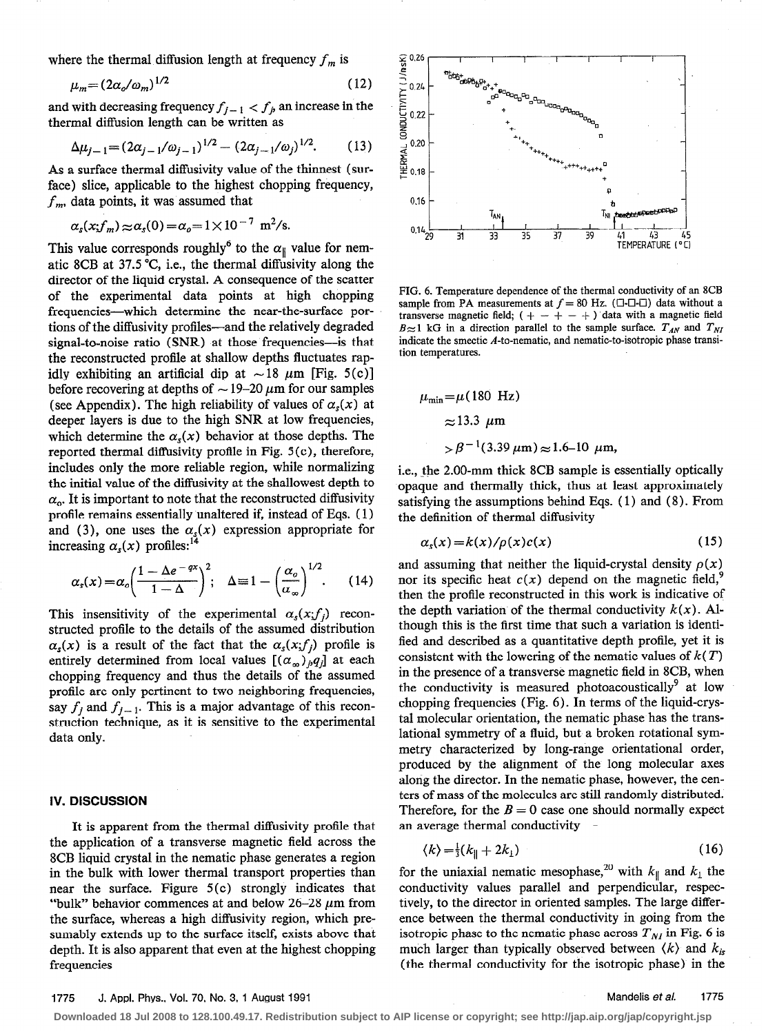where the thermal diffusion length at frequency $f_m$ is

$$\mu_m = (2\alpha_o/\omega_m)^{1/2} \tag{12}$$

and with decreasing frequency $f_{j-1} < f_j$, an increase in the thermal diffusion length can be written as

$$\Delta\mu_{j-1} = (2\alpha_{j-1}/\omega_{j-1})^{1/2} - (2\alpha_{j-1}/\omega_j)^{1/2}. \tag{13}$$

As a surface thermal diffusivity value of the thinnest (surface) slice, applicable to the highest chopping frequency, $f_m$, data points, it was assumed that

$$\alpha_s(x;f_m) \approx \alpha_s(0) = \alpha_o = 1\times10^{-7}\ \text{m}^2/\text{s}.$$

This value corresponds roughly[6] to the $\alpha_\parallel$ value for nematic 8CB at 37.5 °C, i.e., the thermal diffusivity along the director of the liquid crystal. A consequence of the scatter of the experimental data points at high chopping frequencies—which determine the near-the-surface portions of the diffusivity profiles—and the relatively degraded signal-to-noise ratio (SNR) at those frequencies—is that the reconstructed profile at shallow depths fluctuates rapidly exhibiting an artificial dip at $\sim 18\ \mu$m [Fig. 5(c)] before recovering at depths of $\sim 19$–$20\ \mu$m for our samples (see Appendix). The high reliability of values of $\alpha_s(x)$ at deeper layers is due to the high SNR at low frequencies, which determine the $\alpha_s(x)$ behavior at those depths. The reported thermal diffusivity profile in Fig. 5(c), therefore, includes only the more reliable region, while normalizing the initial value of the diffusivity at the shallowest depth to $\alpha_o$. It is important to note that the reconstructed diffusivity profile remains essentially unaltered if, instead of Eqs. (1) and (3), one uses the $\alpha_s(x)$ expression appropriate for increasing $\alpha_s(x)$ profiles:[14]

$$\alpha_s(x) = \alpha_o\left(\frac{1-\Delta e^{-qx}}{1-\Delta}\right)^2; \quad \Delta \equiv 1-\left(\frac{\alpha_o}{\alpha_\infty}\right)^{1/2}. \tag{14}$$

This insensitivity of the experimental $\alpha_s(x;f_j)$ reconstructed profile to the details of the assumed distribution $\alpha_s(x)$ is a result of the fact that the $\alpha_s(x;f_j)$ profile is entirely determined from local values $[(\alpha_\infty)_j, q_j]$ at each chopping frequency and thus the details of the assumed profile are only pertinent to two neighboring frequencies, say $f_j$ and $f_{j-1}$. This is a major advantage of this reconstruction technique, as it is sensitive to the experimental data only.

## IV. DISCUSSION

It is apparent from the thermal diffusivity profile that the application of a transverse magnetic field across the 8CB liquid crystal in the nematic phase generates a region in the bulk with lower thermal transport properties than near the surface. Figure 5(c) strongly indicates that "bulk" behavior commences at and below 26–28 $\mu$m from the surface, whereas a high diffusivity region, which presumably extends up to the surface itself, exists above that depth. It is also apparent that even at the highest chopping frequencies

FIG. 6. Temperature dependence of the thermal conductivity of an 8CB sample from PA measurements at $f = 80$ Hz. (□-□-□) data without a transverse magnetic field; (+ − + − +) data with a magnetic field $B \approx 1$ kG in a direction parallel to the sample surface. $T_{AN}$ and $T_{NI}$ indicate the smectic $A$-to-nematic, and nematic-to-isotropic phase transition temperatures.

$$\mu_{\min} = \mu(180\ \text{Hz}) \approx 13.3\ \mu\text{m} > \beta^{-1}(3.39\ \mu\text{m}) \approx 1.6\text{–}10\ \mu\text{m},$$

i.e., the 2.00-mm thick 8CB sample is essentially optically opaque and thermally thick, thus at least approximately satisfying the assumptions behind Eqs. (1) and (8). From the definition of thermal diffusivity

$$\alpha_s(x) = k(x)/\rho(x)c(x) \tag{15}$$

and assuming that neither the liquid-crystal density $\rho(x)$ nor its specific heat $c(x)$ depend on the magnetic field,[9] then the profile reconstructed in this work is indicative of the depth variation of the thermal conductivity $k(x)$. Although this is the first time that such a variation is identified and described as a quantitative depth profile, yet it is consistent with the lowering of the nematic values of $k(T)$ in the presence of a transverse magnetic field in 8CB, when the conductivity is measured photoacoustically[9] at low chopping frequencies (Fig. 6). In terms of the liquid-crystal molecular orientation, the nematic phase has the translational symmetry of a fluid, but a broken rotational symmetry characterized by long-range orientational order, produced by the alignment of the long molecular axes along the director. In the nematic phase, however, the centers of mass of the molecules are still randomly distributed. Therefore, for the $B = 0$ case one should normally expect an average thermal conductivity

$$\langle k \rangle = \tfrac{1}{3}(k_\parallel + 2k_\perp) \tag{16}$$

for the uniaxial nematic mesophase,[20] with $k_\parallel$ and $k_\perp$ the conductivity values parallel and perpendicular, respectively, to the director in oriented samples. The large difference between the thermal conductivity in going from the isotropic phase to the nematic phase across $T_{NI}$ in Fig. 6 is much larger than typically observed between $\langle k \rangle$ and $k_{is}$ (the thermal conductivity for the isotropic phase) in the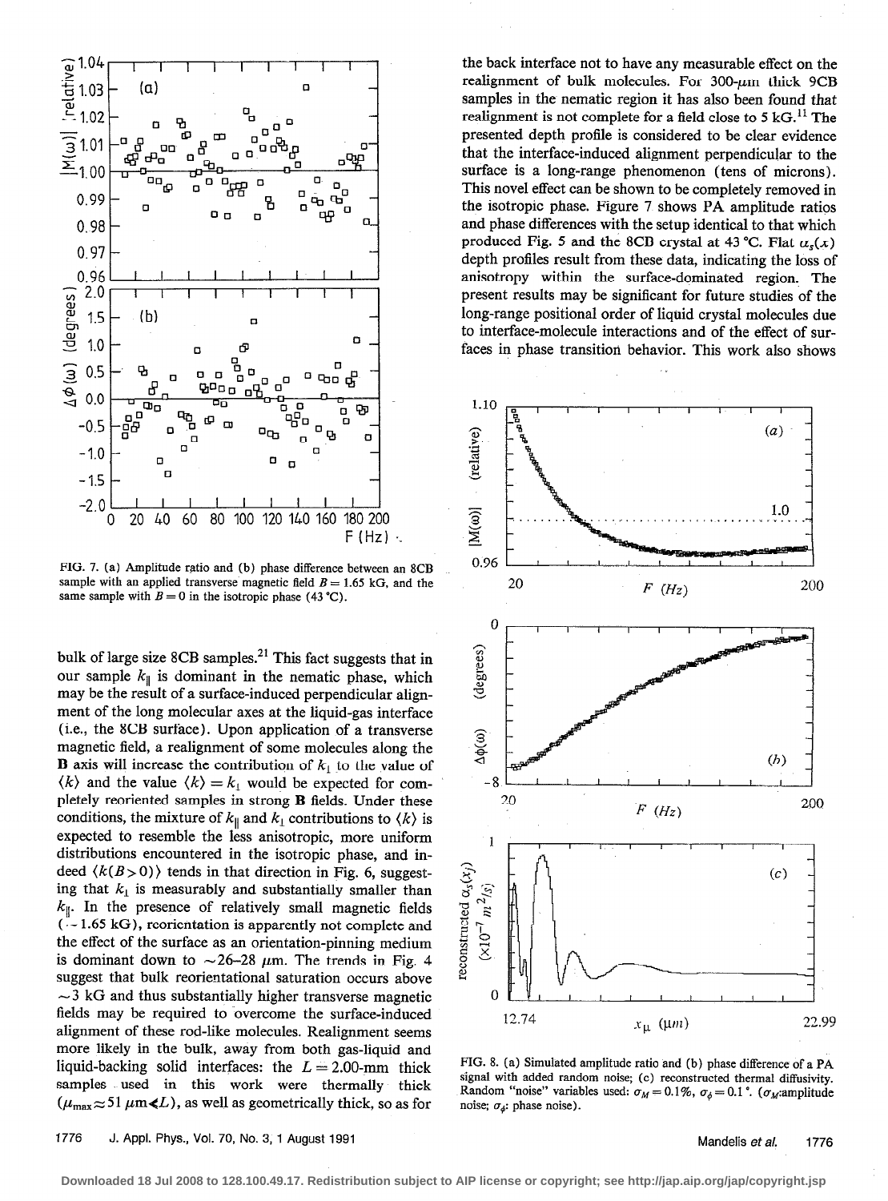bulk of large size 8CB samples.[21] This fact suggests that in our sample $k_{\|}$ is dominant in the nematic phase, which may be the result of a surface-induced perpendicular alignment of the long molecular axes at the liquid-gas interface (i.e., the 8CB surface). Upon application of a transverse magnetic field, a realignment of some molecules along the **B** axis will increase the contribution of $k_{\perp}$ to the value of $\langle k \rangle$ and the value $\langle k \rangle = k_{\perp}$ would be expected for completely reoriented samples in strong **B** fields. Under these conditions, the mixture of $k_{\|}$ and $k_{\perp}$ contributions to $\langle k \rangle$ is expected to resemble the less anisotropic, more uniform distributions encountered in the isotropic phase, and indeed $\langle k(B>0) \rangle$ tends in that direction in Fig. 6, suggesting that $k_{\perp}$ is measurably and substantially smaller than $k_{\|}$. In the presence of relatively small magnetic fields ($\sim 1.65$ kG), reorientation is apparently not complete and the effect of the surface as an orientation-pinning medium is dominant down to $\sim 26$–$28$ $\mu$m. The trends in Fig. 4 suggest that bulk reorientational saturation occurs above $\sim 3$ kG and thus substantially higher transverse magnetic fields may be required to overcome the surface-induced alignment of these rod-like molecules. Realignment seems more likely in the bulk, away from both gas-liquid and liquid-backing solid interfaces: the $L = 2.00$-mm thick samples used in this work were thermally thick ($\mu_{max} \approx 51$ $\mu$m$\ll L$), as well as geometrically thick, so as for the back interface not to have any measurable effect on the realignment of bulk molecules. For 300-$\mu$m thick 9CB samples in the nematic region it has also been found that realignment is not complete for a field close to 5 kG.[11] The presented depth profile is considered to be clear evidence that the interface-induced alignment perpendicular to the surface is a long-range phenomenon (tens of microns). This novel effect can be shown to be completely removed in the isotropic phase. Figure 7 shows PA amplitude ratios and phase differences with the setup identical to that which produced Fig. 5 and the 8CB crystal at 43 °C. Flat $\alpha_s(x)$ depth profiles result from these data, indicating the loss of anisotropy within the surface-dominated region. The present results may be significant for future studies of the long-range positional order of liquid crystal molecules due to interface-molecule interactions and of the effect of surfaces in phase transition behavior. This work also shows

FIG. 7. (a) Amplitude ratio and (b) phase difference between an 8CB sample with an applied transverse magnetic field $B = 1.65$ kG, and the same sample with $B = 0$ in the isotropic phase (43 °C).

FIG. 8. (a) Simulated amplitude ratio and (b) phase difference of a PA signal with added random noise; (c) reconstructed thermal diffusivity. Random "noise" variables used: $\sigma_M = 0.1\%$, $\sigma_\phi = 0.1°$. ($\sigma_M$: amplitude noise; $\sigma_\phi$: phase noise).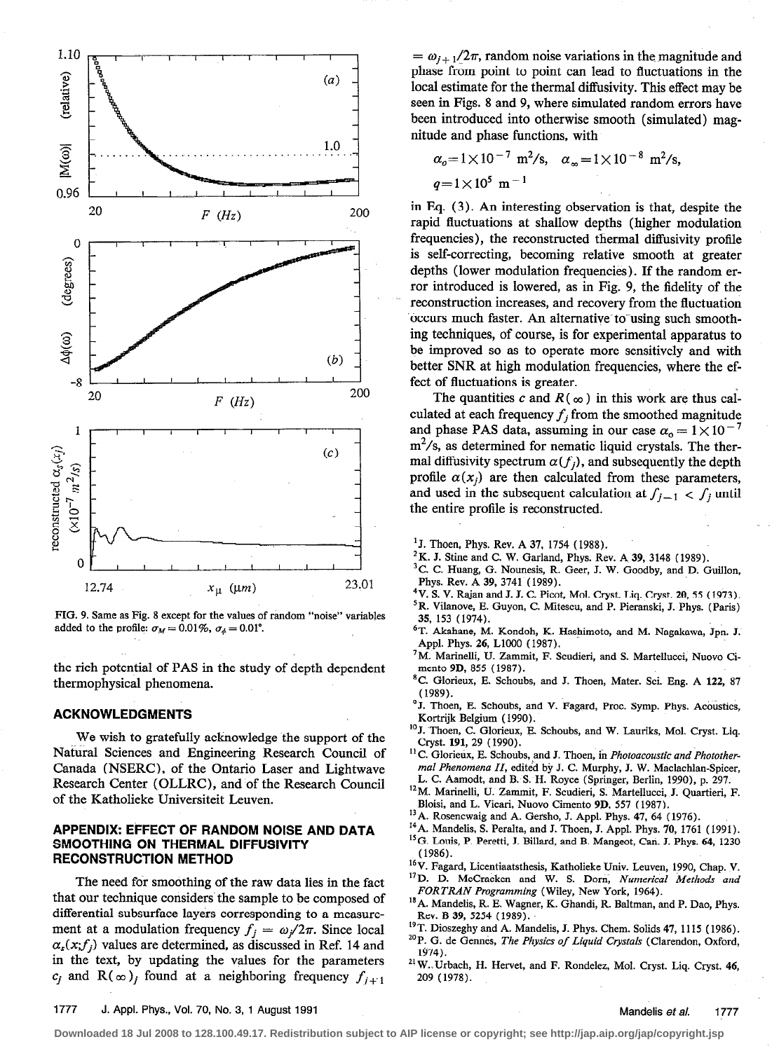1.10

(relative)

|M(ω)|

1.0

0.96

20 F (Hz) 200

(a)

0

(degrees)

Δφ(ω)

-8

20 F (Hz) 200

(b)

1

reconstructed $\alpha_s(x_j)$ ($\times 10^{-7}$ $m^2/s$)

0

12.74 $x_\mu$ (μm) 23.01

(c)

FIG. 9. Same as Fig. 8 except for the values of random "noise" variables added to the profile: $\sigma_M = 0.01\%$, $\sigma_\phi = 0.01°$.

the rich potential of PAS in the study of depth dependent thermophysical phenomena.

## ACKNOWLEDGMENTS

We wish to gratefully acknowledge the support of the Natural Sciences and Engineering Research Council of Canada (NSERC), of the Ontario Laser and Lightwave Research Center (OLLRC), and of the Research Council of the Katholieke Universiteit Leuven.

## APPENDIX: EFFECT OF RANDOM NOISE AND DATA SMOOTHING ON THERMAL DIFFUSIVITY RECONSTRUCTION METHOD

The need for smoothing of the raw data lies in the fact that our technique considers the sample to be composed of differential subsurface layers corresponding to a measurement at a modulation frequency $f_j = \omega_j/2\pi$. Since local $\alpha_s(x;f_j)$ values are determined, as discussed in Ref. 14 and in the text, by updating the values for the parameters $c_j$ and $R(\infty)_j$ found at a neighboring frequency $f_{j+1} = \omega_{j+1}/2\pi$, random noise variations in the magnitude and phase from point to point can lead to fluctuations in the local estimate for the thermal diffusivity. This effect may be seen in Figs. 8 and 9, where simulated random errors have been introduced into otherwise smooth (simulated) magnitude and phase functions, with

$$\alpha_o = 1\times10^{-7}\ \text{m}^2/\text{s},\quad \alpha_\infty = 1\times10^{-8}\ \text{m}^2/\text{s},$$
$$q = 1\times10^5\ \text{m}^{-1}$$

in Eq. (3). An interesting observation is that, despite the rapid fluctuations at shallow depths (higher modulation frequencies), the reconstructed thermal diffusivity profile is self-correcting, becoming relative smooth at greater depths (lower modulation frequencies). If the random error introduced is lowered, as in Fig. 9, the fidelity of the reconstruction increases, and recovery from the fluctuation occurs much faster. An alternative to using such smoothing techniques, of course, is for experimental apparatus to be improved so as to operate more sensitively and with better SNR at high modulation frequencies, where the effect of fluctuations is greater.

The quantities $c$ and $R(\infty)$ in this work are thus calculated at each frequency $f_j$ from the smoothed magnitude and phase PAS data, assuming in our case $\alpha_o = 1\times10^{-7}$ $\text{m}^2/\text{s}$, as determined for nematic liquid crystals. The thermal diffusivity spectrum $\alpha(f_j)$, and subsequently the depth profile $\alpha(x_j)$ are then calculated from these parameters, and used in the subsequent calculation at $f_{j-1} < f_j$ until the entire profile is reconstructed.

[1] J. Thoen, Phys. Rev. A 37, 1754 (1988).
[2] K. J. Stine and C. W. Garland, Phys. Rev. A 39, 3148 (1989).
[3] C. C. Huang, G. Nounesis, R. Geer, J. W. Goodby, and D. Guillon, Phys. Rev. A 39, 3741 (1989).
[4] V. S. V. Rajan and J. J. C. Picot, Mol. Cryst. Liq. Cryst. 20, 55 (1973).
[5] R. Vilanove, E. Guyon, C. Mitescu, and P. Pieranski, J. Phys. (Paris) 35, 153 (1974).
[6] T. Akahane, M. Kondoh, K. Hashimoto, and M. Nagakawa, Jpn. J. Appl. Phys. 26, L1000 (1987).
[7] M. Marinelli, U. Zammit, F. Scudieri, and S. Martellucci, Nuovo Cimento 9D, 855 (1987).
[8] C. Glorieux, E. Schoubs, and J. Thoen, Mater. Sci. Eng. A 122, 87 (1989).
[9] J. Thoen, E. Schoubs, and V. Fagard, Proc. Symp. Phys. Acoustics, Kortrijk Belgium (1990).
[10] J. Thoen, C. Glorieux, E. Schoubs, and W. Lauriks, Mol. Cryst. Liq. Cryst. 191, 29 (1990).
[11] C. Glorieux, E. Schoubs, and J. Thoen, in *Photoacoustic and Photothermal Phenomena II*, edited by J. C. Murphy, J. W. Maclachlan-Spicer, L. C. Aamodt, and B. S. H. Royce (Springer, Berlin, 1990), p. 297.
[12] M. Marinelli, U. Zammit, F. Scudieri, S. Martellucci, J. Quartieri, F. Bloisi, and L. Vicari, Nuovo Cimento 9D, 557 (1987).
[13] A. Rosencwaig and A. Gersho, J. Appl. Phys. 47, 64 (1976).
[14] A. Mandelis, S. Peralta, and J. Thoen, J. Appl. Phys. 70, 1761 (1991).
[15] G. Louis, P. Peretti, J. Billard, and B. Mangeot, Can. J. Phys. 64, 1230 (1986).
[16] V. Fagard, Licentiaatsthesis, Katholieke Univ. Leuven, 1990, Chap. V.
[17] D. D. McCracken and W. S. Dorn, *Numerical Methods and FORTRAN Programming* (Wiley, New York, 1964).
[18] A. Mandelis, R. E. Wagner, K. Ghandi, R. Baltman, and P. Dao, Phys. Rev. B 39, 5254 (1989).
[19] T. Dioszeghy and A. Mandelis, J. Phys. Chem. Solids 47, 1115 (1986).
[20] P. G. de Gennes, *The Physics of Liquid Crystals* (Clarendon, Oxford, 1974).
[21] W. Urbach, H. Hervet, and F. Rondelez, Mol. Cryst. Liq. Cryst. 46, 209 (1978).